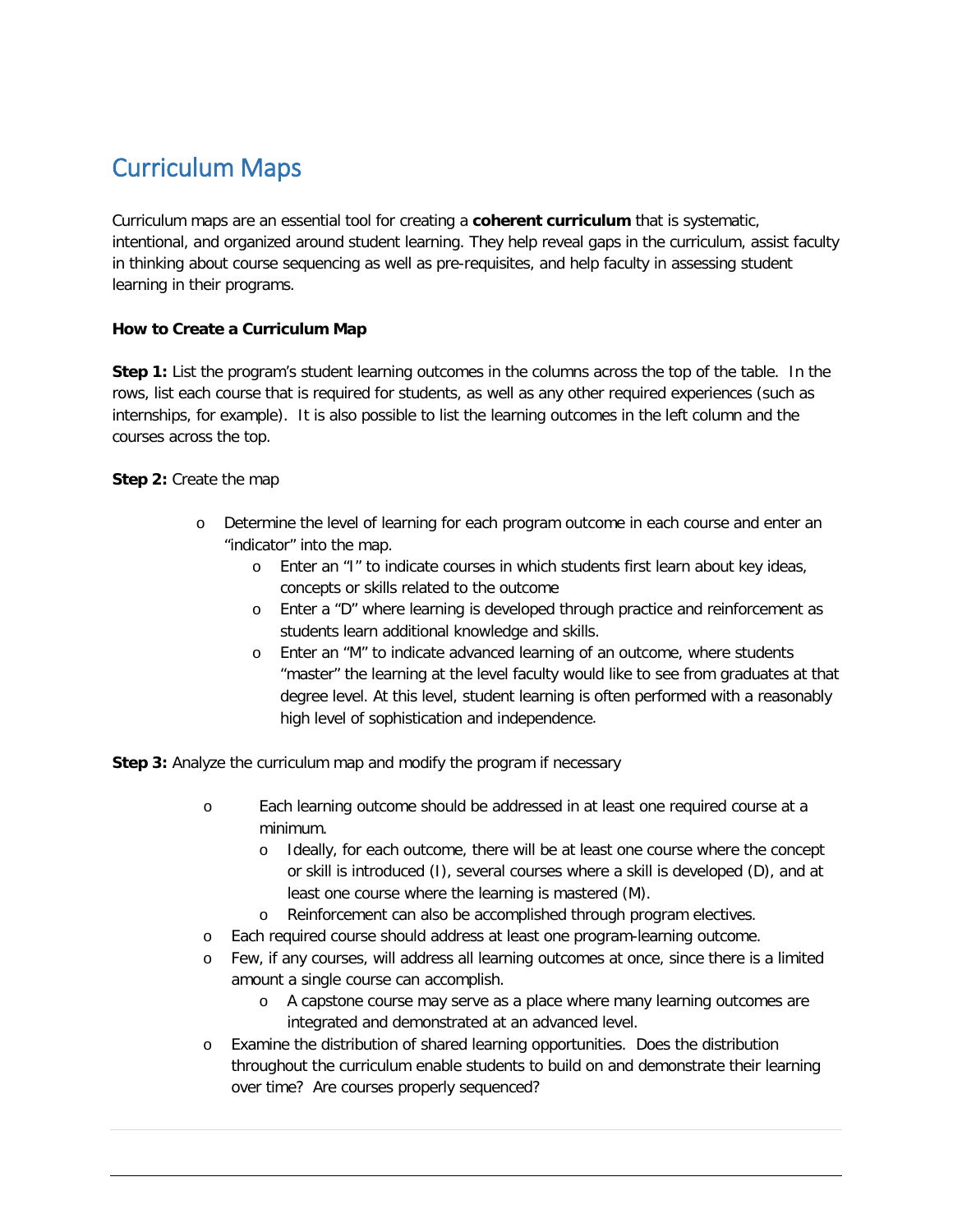# Curriculum Maps

Curriculum maps are an essential tool for creating a **coherent curriculum** that is systematic, intentional, and organized around student learning. They help reveal gaps in the curriculum, assist faculty in thinking about course sequencing as well as pre-requisites, and help faculty in assessing student learning in their programs.

**How to Create a Curriculum Map**

**Step 1:** List the program's student learning outcomes in the columns across the top of the table. In the rows, list each course that is required for students, as well as any other required experiences (such as internships, for example). It is also possible to list the learning outcomes in the left column and the courses across the top.

**Step 2:** Create the map

- Determine the level of learning for each program outcome in each course and enter an "indicator" into the map.
  - Enter an "I" to indicate courses in which students first learn about key ideas, concepts or skills related to the outcome
  - Enter a "D" where learning is developed through practice and reinforcement as students learn additional knowledge and skills.
  - Enter an "M" to indicate advanced learning of an outcome, where students "master" the learning at the level faculty would like to see from graduates at that degree level. At this level, student learning is often performed with a reasonably high level of sophistication and independence.

**Step 3:** Analyze the curriculum map and modify the program if necessary

- Each learning outcome should be addressed in at least one required course at a minimum.
  - Ideally, for each outcome, there will be at least one course where the concept or skill is introduced (I), several courses where a skill is developed (D), and at least one course where the learning is mastered (M).
  - Reinforcement can also be accomplished through program electives.
- Each required course should address at least one program-learning outcome.
- Few, if any courses, will address all learning outcomes at once, since there is a limited amount a single course can accomplish.
  - A capstone course may serve as a place where many learning outcomes are integrated and demonstrated at an advanced level.
- Examine the distribution of shared learning opportunities. Does the distribution throughout the curriculum enable students to build on and demonstrate their learning over time? Are courses properly sequenced?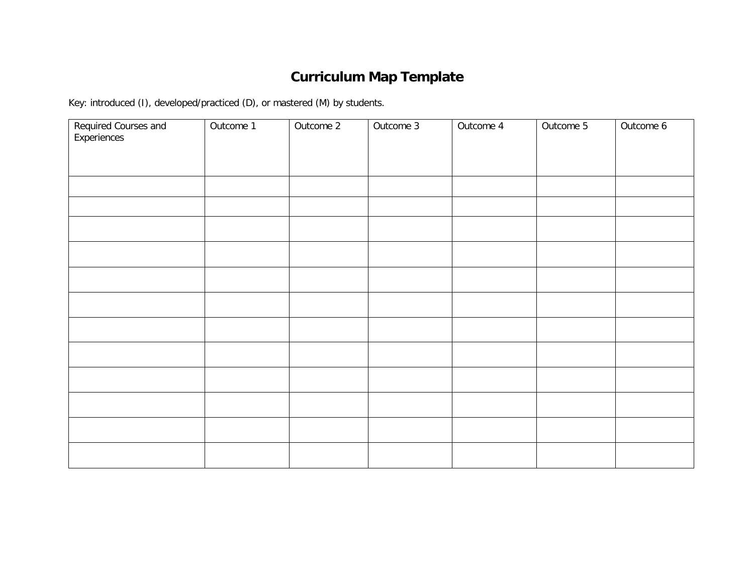# Curriculum Map Template

Key: introduced (I), developed/practiced (D), or mastered (M) by students.

| Required Courses and Experiences | Outcome 1 | Outcome 2 | Outcome 3 | Outcome 4 | Outcome 5 | Outcome 6 |
|---|---|---|---|---|---|---|
| | | | | | | |
| | | | | | | |
| | | | | | | |
| | | | | | | |
| | | | | | | |
| | | | | | | |
| | | | | | | |
| | | | | | | |
| | | | | | | |
| | | | | | | |
| | | | | | | |
| | | | | | | |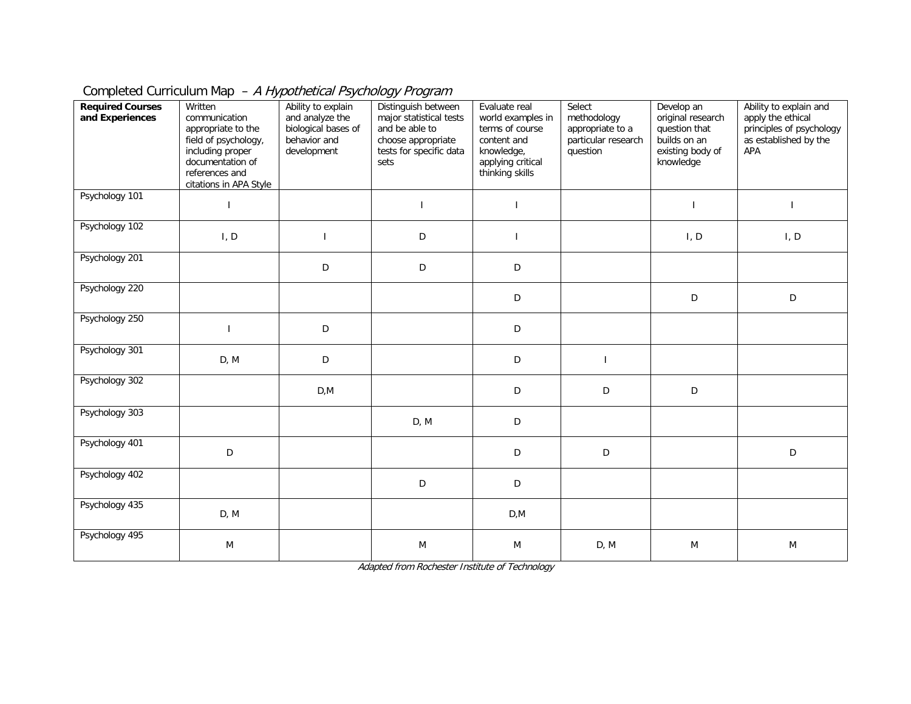Completed Curriculum Map – *A Hypothetical Psychology Program*

| **Required Courses and Experiences** | Written communication appropriate to the field of psychology, including proper documentation of references and citations in APA Style | Ability to explain and analyze the biological bases of behavior and development | Distinguish between major statistical tests and be able to choose appropriate tests for specific data sets | Evaluate real world examples in terms of course content and knowledge, applying critical thinking skills | Select methodology appropriate to a particular research question | Develop an original research question that builds on an existing body of knowledge | Ability to explain and apply the ethical principles of psychology as established by the APA |
|---|---|---|---|---|---|---|---|
| Psychology 101 | I | | I | I | | I | I |
| Psychology 102 | I, D | I | D | I | | I, D | I, D |
| Psychology 201 | | D | D | D | | | |
| Psychology 220 | | | | D | | D | D |
| Psychology 250 | I | D | | D | | | |
| Psychology 301 | D, M | D | | D | I | | |
| Psychology 302 | | D,M | | D | D | D | |
| Psychology 303 | | | D, M | D | | | |
| Psychology 401 | D | | | D | D | | D |
| Psychology 402 | | | D | D | | | |
| Psychology 435 | D, M | | | D,M | | | |
| Psychology 495 | M | | M | M | D, M | M | M |

*Adapted from Rochester Institute of Technology*